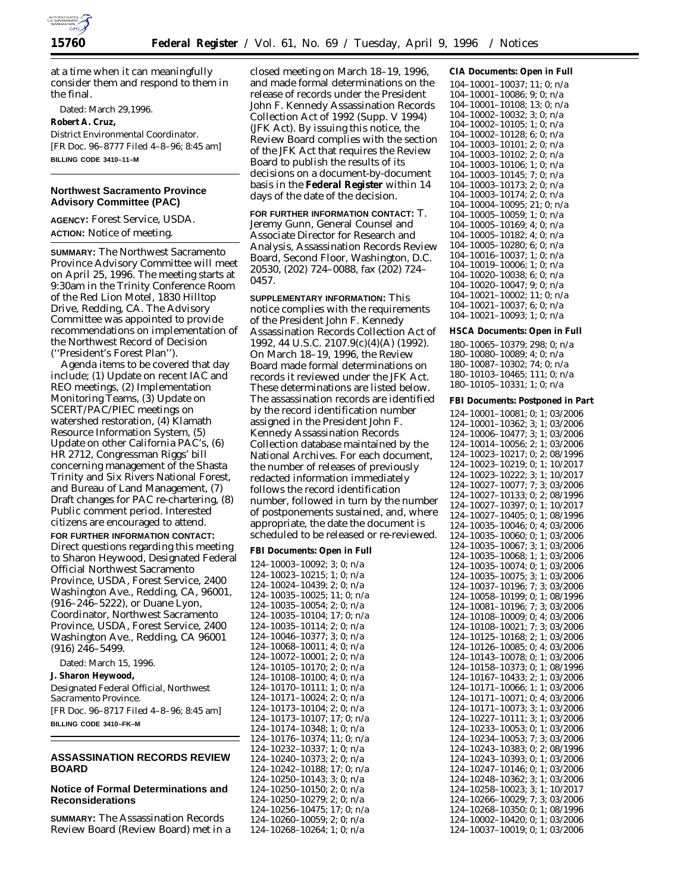at a time when it can meaningfully consider them and respond to them in the final.

Dated: March 29,1996.

**Robert A. Cruz,**

*District Environmental Coordinator.*

[FR Doc. 96–8777 Filed 4–8–96; 8:45 am]

**BILLING CODE 3410–11–M**

## Northwest Sacramento Province Advisory Committee (PAC)

**AGENCY:** Forest Service, USDA.

**ACTION:** Notice of meeting.

**SUMMARY:** The Northwest Sacramento Province Advisory Committee will meet on April 25, 1996. The meeting starts at 9:30am in the Trinity Conference Room of the Red Lion Motel, 1830 Hilltop Drive, Redding, CA. The Advisory Committee was appointed to provide recommendations on implementation of the Northwest Record of Decision (''President's Forest Plan'').

Agenda items to be covered that day include; (1) Update on recent IAC and REO meetings, (2) Implementation Monitoring Teams, (3) Update on SCERT/PAC/PIEC meetings on watershed restoration, (4) Klamath Resource Information System, (5) Update on other California PAC's, (6) HR 2712, Congressman Riggs' bill concerning management of the Shasta Trinity and Six Rivers National Forest, and Bureau of Land Management, (7) Draft changes for PAC re-chartering, (8) Public comment period. Interested citizens are encouraged to attend.

**FOR FURTHER INFORMATION CONTACT:** Direct questions regarding this meeting to Sharon Heywood, Designated Federal Official Northwest Sacramento Province, USDA, Forest Service, 2400 Washington Ave., Redding, CA, 96001, (916–246–5222), or Duane Lyon, Coordinator, Northwest Sacramento Province, USDA, Forest Service, 2400 Washington Ave., Redding, CA 96001 (916) 246–5499.

Dated: March 15, 1996.

**J. Sharon Heywood,**

*Designated Federal Official, Northwest Sacramento Province.*

[FR Doc. 96–8717 Filed 4–8–96; 8:45 am]

**BILLING CODE 3410–FK–M**

## ASSASSINATION RECORDS REVIEW BOARD

### Notice of Formal Determinations and Reconsiderations

**SUMMARY:** The Assassination Records Review Board (Review Board) met in a closed meeting on March 18–19, 1996, and made formal determinations on the release of records under the President John F. Kennedy Assassination Records Collection Act of 1992 (Supp. V 1994) (JFK Act). By issuing this notice, the Review Board complies with the section of the JFK Act that requires the Review Board to publish the results of its decisions on a document-by-document basis in the **Federal Register** within 14 days of the date of the decision.

**FOR FURTHER INFORMATION CONTACT:** T. Jeremy Gunn, General Counsel and Associate Director for Research and Analysis, Assassination Records Review Board, Second Floor, Washington, D.C. 20530, (202) 724–0088, fax (202) 724–0457.

**SUPPLEMENTARY INFORMATION:** This notice complies with the requirements of the President John F. Kennedy Assassination Records Collection Act of 1992, 44 U.S.C. 2107.9(c)(4)(A) (1992). On March 18–19, 1996, the Review Board made formal determinations on records it reviewed under the JFK Act. These determinations are listed below. The assassination records are identified by the record identification number assigned in the President John F. Kennedy Assassination Records Collection database maintained by the National Archives. For each document, the number of releases of previously redacted information immediately follows the record identification number, followed in turn by the number of postponements sustained, and, where appropriate, the date the document is scheduled to be released or re-reviewed.

**FBI Documents: Open in Full**

124–10003–10092; 3; 0; n/a
124–10023–10215; 1; 0; n/a
124–10024–10439; 2; 0; n/a
124–10035–10025; 11; 0; n/a
124–10035–10054; 2; 0; n/a
124–10035–10104; 17; 0; n/a
124–10035–10114; 2; 0; n/a
124–10046–10377; 3; 0; n/a
124–10068–10011; 4; 0; n/a
124–10072–10001; 2; 0; n/a
124–10105–10170; 2; 0; n/a
124–10108–10100; 4; 0; n/a
124–10170–10111; 1; 0; n/a
124–10171–10024; 2; 0; n/a
124–10173–10104; 2; 0; n/a
124–10173–10107; 17; 0; n/a
124–10174–10348; 1; 0; n/a
124–10176–10374; 11; 0; n/a
124–10232–10337; 1; 0; n/a
124–10240–10373; 2; 0; n/a
124–10242–10188; 17; 0; n/a
124–10250–10143; 3; 0; n/a
124–10250–10150; 2; 0; n/a
124–10250–10279; 2; 0; n/a
124–10256–10475; 17; 0; n/a
124–10260–10059; 2; 0; n/a
124–10268–10264; 1; 0; n/a

**CIA Documents: Open in Full**

104–10001–10037; 11; 0; n/a
104–10001–10086; 9; 0; n/a
104–10001–10108; 13; 0; n/a
104–10002–10032; 3; 0; n/a
104–10002–10105; 1; 0; n/a
104–10002–10128; 6; 0; n/a
104–10003–10101; 2; 0; n/a
104–10003–10102; 2; 0; n/a
104–10003–10106; 1; 0; n/a
104–10003–10145; 7; 0; n/a
104–10003–10173; 2; 0; n/a
104–10003–10174; 2; 0; n/a
104–10004–10095; 21; 0; n/a
104–10005–10059; 1; 0; n/a
104–10005–10169; 4; 0; n/a
104–10005–10182; 4; 0; n/a
104–10005–10280; 6; 0; n/a
104–10016–10037; 1; 0; n/a
104–10019–10006; 1; 0; n/a
104–10020–10038; 6; 0; n/a
104–10020–10047; 9; 0; n/a
104–10021–10002; 11; 0; n/a
104–10021–10037; 6; 0; n/a
104–10021–10093; 1; 0; n/a

**HSCA Documents: Open in Full**

180–10065–10379; 298; 0; n/a
180–10080–10089; 4; 0; n/a
180–10087–10302; 74; 0; n/a
180–10103–10465; 111; 0; n/a
180–10105–10331; 1; 0; n/a

**FBI Documents: Postponed in Part**

124–10001–10081; 0; 1; 03/2006
124–10001–10362; 3; 1; 03/2006
124–10006–10477; 3; 1; 03/2006
124–10014–10056; 2; 1; 03/2006
124–10023–10217; 0; 2; 08/1996
124–10023–10219; 0; 1; 10/2017
124–10023–10222; 3; 1; 10/2017
124–10027–10077; 7; 3; 03/2006
124–10027–10133; 0; 2; 08/1996
124–10027–10397; 0; 1; 10/2017
124–10027–10405; 0; 1; 08/1996
124–10035–10046; 0; 4; 03/2006
124–10035–10060; 0; 1; 03/2006
124–10035–10067; 3; 1; 03/2006
124–10035–10068; 1; 1; 03/2006
124–10035–10074; 0; 1; 03/2006
124–10035–10075; 3; 1; 03/2006
124–10037–10196; 7; 3; 03/2006
124–10058–10199; 0; 1; 08/1996
124–10081–10196; 7; 3; 03/2006
124–10108–10009; 0; 4; 03/2006
124–10108–10021; 7; 3; 03/2006
124–10125–10168; 2; 1; 03/2006
124–10126–10085; 0; 4; 03/2006
124–10143–10078; 0; 1; 03/2006
124–10158–10373; 0; 1; 08/1996
124–10167–10433; 2; 1; 03/2006
124–10171–10066; 1; 1; 03/2006
124–10171–10071; 0; 4; 03/2006
124–10171–10073; 3; 1; 03/2006
124–10227–10111; 3; 1; 03/2006
124–10233–10053; 0; 1; 03/2006
124–10234–10053; 7; 3; 03/2006
124–10243–10383; 0; 2; 08/1996
124–10243–10393; 0; 1; 03/2006
124–10247–10146; 0; 1; 03/2006
124–10248–10362; 3; 1; 03/2006
124–10258–10023; 3; 1; 10/2017
124–10266–10029; 7; 3; 03/2006
124–10268–10350; 0; 1; 08/1996
124–10002–10420; 0; 1; 03/2006
124–10037–10019; 0; 1; 03/2006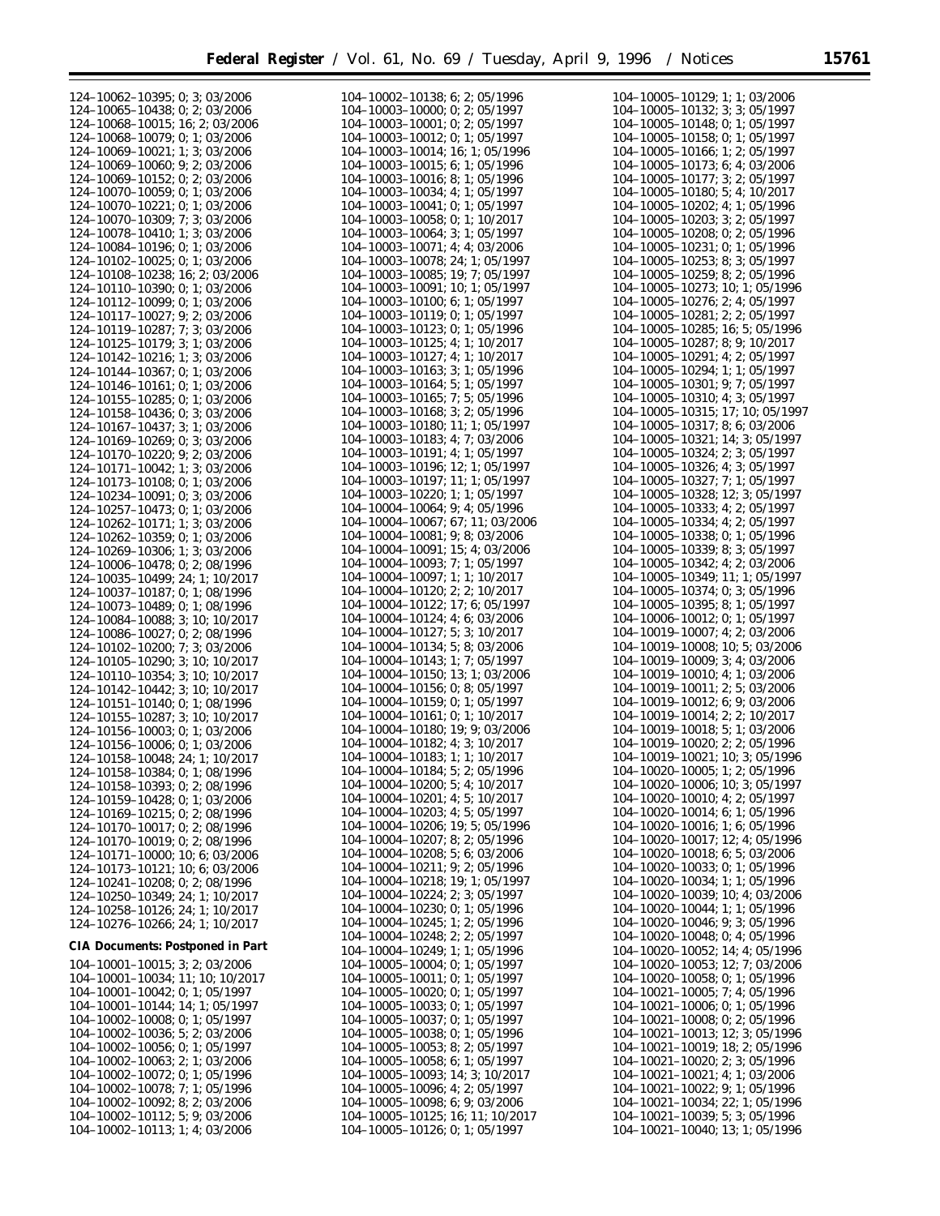124–10062–10395; 0; 3; 03/2006
124–10065–10438; 0; 2; 03/2006
124–10068–10015; 16; 2; 03/2006
124–10068–10079; 0; 1; 03/2006
124–10069–10021; 1; 3; 03/2006
124–10069–10060; 9; 2; 03/2006
124–10069–10152; 0; 2; 03/2006
124–10070–10059; 0; 1; 03/2006
124–10070–10221; 0; 1; 03/2006
124–10070–10309; 7; 3; 03/2006
124–10078–10410; 1; 3; 03/2006
124–10084–10196; 0; 1; 03/2006
124–10102–10025; 0; 1; 03/2006
124–10108–10238; 16; 2; 03/2006
124–10110–10390; 0; 1; 03/2006
124–10112–10099; 0; 1; 03/2006
124–10117–10027; 9; 2; 03/2006
124–10119–10287; 7; 3; 03/2006
124–10125–10179; 3; 1; 03/2006
124–10142–10216; 1; 3; 03/2006
124–10144–10367; 0; 1; 03/2006
124–10146–10161; 0; 1; 03/2006
124–10155–10285; 0; 1; 03/2006
124–10158–10436; 0; 3; 03/2006
124–10167–10437; 3; 1; 03/2006
124–10169–10269; 0; 3; 03/2006
124–10170–10220; 9; 2; 03/2006
124–10171–10042; 1; 3; 03/2006
124–10173–10108; 0; 1; 03/2006
124–10234–10091; 0; 3; 03/2006
124–10257–10473; 0; 1; 03/2006
124–10262–10171; 1; 3; 03/2006
124–10262–10359; 0; 1; 03/2006
124–10269–10306; 1; 3; 03/2006
124–10006–10478; 0; 2; 08/1996
124–10035–10499; 24; 1; 10/2017
124–10037–10187; 0; 1; 08/1996
124–10073–10489; 0; 1; 08/1996
124–10084–10088; 3; 10; 10/2017
124–10086–10027; 0; 2; 08/1996
124–10102–10200; 7; 3; 03/2006
124–10105–10290; 3; 10; 10/2017
124–10110–10354; 3; 10; 10/2017
124–10142–10442; 3; 10; 10/2017
124–10151–10140; 0; 1; 08/1996
124–10155–10287; 3; 10; 10/2017
124–10156–10003; 0; 1; 03/2006
124–10156–10006; 0; 1; 03/2006
124–10158–10048; 24; 1; 10/2017
124–10158–10384; 0; 1; 08/1996
124–10158–10393; 0; 2; 08/1996
124–10159–10428; 0; 1; 03/2006
124–10169–10215; 0; 2; 08/1996
124–10170–10017; 0; 2; 08/1996
124–10170–10019; 0; 2; 08/1996
124–10171–10000; 10; 6; 03/2006
124–10173–10121; 10; 6; 03/2006
124–10241–10208; 0; 2; 08/1996
124–10250–10349; 24; 1; 10/2017
124–10258–10126; 24; 1; 10/2017
124–10276–10266; 24; 1; 10/2017

**CIA Documents: Postponed in Part**

104–10001–10015; 3; 2; 03/2006
104–10001–10034; 11; 10; 10/2017
104–10001–10042; 0; 1; 05/1997
104–10001–10144; 14; 1; 05/1997
104–10002–10008; 0; 1; 05/1997
104–10002–10036; 5; 2; 03/2006
104–10002–10056; 0; 1; 05/1997
104–10002–10063; 2; 1; 03/2006
104–10002–10072; 0; 1; 05/1996
104–10002–10078; 7; 1; 05/1996
104–10002–10092; 8; 2; 03/2006
104–10002–10112; 5; 9; 03/2006
104–10002–10113; 1; 4; 03/2006
104–10002–10138; 6; 2; 05/1996
104–10003–10000; 0; 2; 05/1997
104–10003–10001; 0; 2; 05/1997
104–10003–10012; 0; 1; 05/1997
104–10003–10014; 16; 1; 05/1996
104–10003–10015; 6; 1; 05/1996
104–10003–10016; 8; 1; 05/1996
104–10003–10034; 4; 1; 05/1997
104–10003–10041; 0; 1; 05/1997
104–10003–10058; 0; 1; 10/2017
104–10003–10064; 3; 1; 05/1997
104–10003–10071; 4; 4; 03/2006
104–10003–10078; 24; 1; 05/1997
104–10003–10085; 19; 7; 05/1997
104–10003–10091; 10; 1; 05/1997
104–10003–10100; 6; 1; 05/1997
104–10003–10119; 0; 1; 05/1997
104–10003–10123; 0; 1; 05/1996
104–10003–10125; 4; 1; 10/2017
104–10003–10127; 4; 1; 10/2017
104–10003–10163; 3; 1; 05/1996
104–10003–10164; 5; 1; 05/1997
104–10003–10165; 7; 5; 05/1996
104–10003–10168; 3; 2; 05/1996
104–10003–10180; 11; 1; 05/1997
104–10003–10183; 4; 7; 03/2006
104–10003–10191; 4; 1; 05/1997
104–10003–10196; 12; 1; 05/1997
104–10003–10197; 11; 1; 05/1997
104–10003–10220; 1; 1; 05/1997
104–10004–10064; 9; 4; 05/1996
104–10004–10067; 67; 11; 03/2006
104–10004–10081; 9; 8; 03/2006
104–10004–10091; 15; 4; 03/2006
104–10004–10093; 7; 1; 05/1997
104–10004–10097; 1; 1; 10/2017
104–10004–10120; 2; 2; 10/2017
104–10004–10122; 17; 6; 05/1997
104–10004–10124; 4; 6; 03/2006
104–10004–10127; 5; 3; 10/2017
104–10004–10134; 5; 8; 03/2006
104–10004–10143; 1; 7; 05/1997
104–10004–10150; 13; 1; 03/2006
104–10004–10156; 0; 8; 05/1997
104–10004–10159; 0; 1; 05/1997
104–10004–10161; 0; 1; 10/2017
104–10004–10180; 19; 9; 03/2006
104–10004–10182; 4; 3; 10/2017
104–10004–10183; 1; 1; 10/2017
104–10004–10184; 5; 2; 05/1996
104–10004–10200; 5; 4; 10/2017
104–10004–10201; 4; 5; 10/2017
104–10004–10203; 4; 5; 05/1997
104–10004–10206; 19; 5; 05/1996
104–10004–10207; 8; 2; 05/1996
104–10004–10208; 5; 6; 03/2006
104–10004–10211; 9; 2; 05/1996
104–10004–10218; 19; 1; 05/1997
104–10004–10224; 2; 3; 05/1997
104–10004–10230; 0; 1; 05/1996
104–10004–10245; 1; 2; 05/1996
104–10004–10248; 2; 2; 05/1997
104–10004–10249; 1; 1; 05/1996
104–10005–10004; 0; 1; 05/1997
104–10005–10011; 0; 1; 05/1997
104–10005–10020; 0; 1; 05/1997
104–10005–10033; 0; 1; 05/1997
104–10005–10037; 0; 1; 05/1997
104–10005–10038; 0; 1; 05/1996
104–10005–10053; 8; 2; 05/1997
104–10005–10058; 6; 1; 05/1997
104–10005–10093; 14; 3; 10/2017
104–10005–10096; 4; 2; 05/1997
104–10005–10098; 6; 9; 03/2006
104–10005–10125; 16; 11; 10/2017
104–10005–10126; 0; 1; 05/1997
104–10005–10129; 1; 1; 03/2006
104–10005–10132; 3; 3; 05/1997
104–10005–10148; 0; 1; 05/1997
104–10005–10158; 0; 1; 05/1997
104–10005–10166; 1; 2; 05/1997
104–10005–10173; 6; 4; 03/2006
104–10005–10177; 3; 2; 05/1997
104–10005–10180; 5; 4; 10/2017
104–10005–10202; 4; 1; 05/1996
104–10005–10203; 3; 2; 05/1997
104–10005–10208; 0; 2; 05/1996
104–10005–10231; 0; 1; 05/1996
104–10005–10253; 8; 3; 05/1997
104–10005–10259; 8; 2; 05/1996
104–10005–10273; 10; 1; 05/1996
104–10005–10276; 2; 4; 05/1997
104–10005–10281; 2; 2; 05/1997
104–10005–10285; 16; 5; 05/1996
104–10005–10287; 8; 9; 10/2017
104–10005–10291; 4; 2; 05/1997
104–10005–10294; 1; 1; 05/1997
104–10005–10301; 9; 7; 05/1997
104–10005–10310; 4; 3; 05/1997
104–10005–10315; 17; 10; 05/1997
104–10005–10317; 8; 6; 03/2006
104–10005–10321; 14; 3; 05/1997
104–10005–10324; 2; 3; 05/1997
104–10005–10326; 4; 3; 05/1997
104–10005–10327; 7; 1; 05/1997
104–10005–10328; 12; 3; 05/1997
104–10005–10333; 4; 2; 05/1997
104–10005–10334; 4; 2; 05/1997
104–10005–10338; 0; 1; 05/1996
104–10005–10339; 8; 3; 05/1997
104–10005–10342; 4; 2; 03/2006
104–10005–10349; 11; 1; 05/1997
104–10005–10374; 0; 3; 05/1996
104–10005–10395; 8; 1; 05/1997
104–10006–10012; 0; 1; 05/1997
104–10019–10007; 4; 2; 03/2006
104–10019–10008; 10; 5; 03/2006
104–10019–10009; 3; 4; 03/2006
104–10019–10010; 4; 1; 03/2006
104–10019–10011; 2; 5; 03/2006
104–10019–10012; 6; 9; 03/2006
104–10019–10014; 2; 2; 10/2017
104–10019–10018; 5; 1; 03/2006
104–10019–10020; 2; 2; 05/1996
104–10019–10021; 10; 3; 05/1996
104–10020–10005; 1; 2; 05/1996
104–10020–10006; 10; 3; 05/1997
104–10020–10010; 4; 2; 05/1997
104–10020–10014; 6; 1; 05/1996
104–10020–10016; 1; 6; 05/1996
104–10020–10017; 12; 4; 05/1996
104–10020–10018; 6; 5; 03/2006
104–10020–10033; 0; 1; 05/1996
104–10020–10034; 1; 1; 05/1996
104–10020–10039; 10; 4; 03/2006
104–10020–10044; 1; 1; 05/1996
104–10020–10046; 9; 3; 05/1996
104–10020–10048; 0; 4; 05/1996
104–10020–10052; 14; 4; 05/1996
104–10020–10053; 12; 7; 03/2006
104–10020–10058; 0; 1; 05/1996
104–10021–10005; 7; 4; 05/1996
104–10021–10006; 0; 1; 05/1996
104–10021–10008; 0; 2; 05/1996
104–10021–10013; 12; 3; 05/1996
104–10021–10019; 18; 2; 05/1996
104–10021–10020; 2; 3; 05/1996
104–10021–10021; 4; 1; 03/2006
104–10021–10022; 9; 1; 05/1996
104–10021–10034; 22; 1; 05/1996
104–10021–10039; 5; 3; 05/1996
104–10021–10040; 13; 1; 05/1996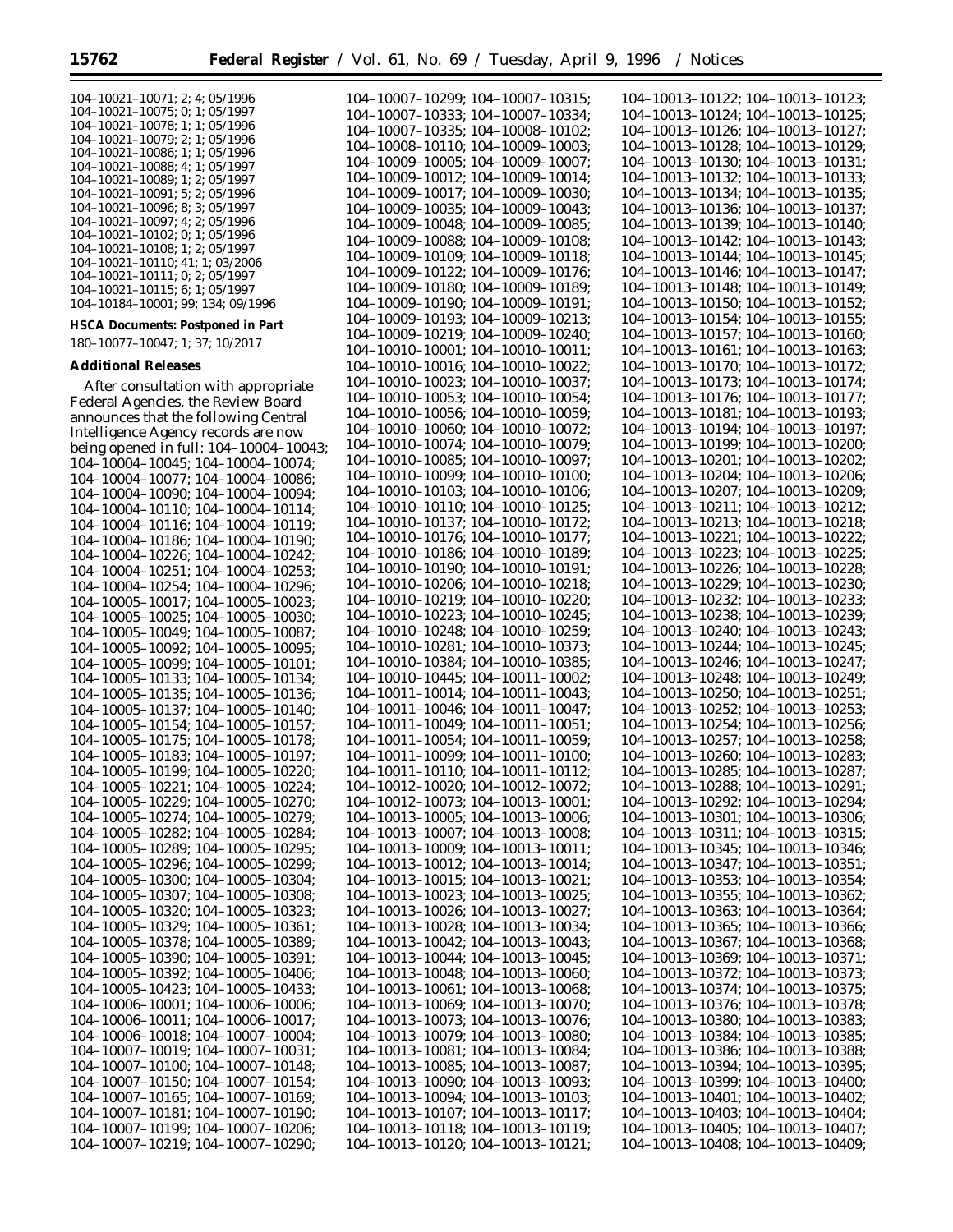104–10021–10071; 2; 4; 05/1996
104–10021–10075; 0; 1; 05/1997
104–10021–10078; 1; 1; 05/1996
104–10021–10079; 2; 1; 05/1996
104–10021–10086; 1; 1; 05/1996
104–10021–10088; 4; 1; 05/1997
104–10021–10089; 1; 2; 05/1997
104–10021–10091; 5; 2; 05/1996
104–10021–10096; 8; 3; 05/1997
104–10021–10097; 4; 2; 05/1996
104–10021–10102; 0; 1; 05/1996
104–10021–10108; 1; 2; 05/1997
104–10021–10110; 41; 1; 03/2006
104–10021–10111; 0; 2; 05/1997
104–10021–10115; 6; 1; 05/1997
104–10184–10001; 99; 134; 09/1996

**HSCA Documents: Postponed in Part**

180–10077–10047; 1; 37; 10/2017

**Additional Releases**

After consultation with appropriate Federal Agencies, the Review Board announces that the following Central Intelligence Agency records are now being opened in full: 104–10004–10043; 104–10004–10045; 104–10004–10074; 104–10004–10077; 104–10004–10086; 104–10004–10090; 104–10004–10094; 104–10004–10110; 104–10004–10114; 104–10004–10116; 104–10004–10119; 104–10004–10186; 104–10004–10190; 104–10004–10226; 104–10004–10242; 104–10004–10251; 104–10004–10253; 104–10004–10254; 104–10004–10296; 104–10005–10017; 104–10005–10023; 104–10005–10025; 104–10005–10030; 104–10005–10049; 104–10005–10087; 104–10005–10092; 104–10005–10095; 104–10005–10099; 104–10005–10101; 104–10005–10133; 104–10005–10134; 104–10005–10135; 104–10005–10136; 104–10005–10137; 104–10005–10140; 104–10005–10154; 104–10005–10157; 104–10005–10175; 104–10005–10178; 104–10005–10183; 104–10005–10197; 104–10005–10199; 104–10005–10220; 104–10005–10221; 104–10005–10224; 104–10005–10229; 104–10005–10270; 104–10005–10274; 104–10005–10279; 104–10005–10282; 104–10005–10284; 104–10005–10289; 104–10005–10295; 104–10005–10296; 104–10005–10299; 104–10005–10300; 104–10005–10304; 104–10005–10307; 104–10005–10308; 104–10005–10320; 104–10005–10323; 104–10005–10329; 104–10005–10361; 104–10005–10378; 104–10005–10389; 104–10005–10390; 104–10005–10391; 104–10005–10392; 104–10005–10406; 104–10005–10423; 104–10005–10433; 104–10006–10001; 104–10006–10006; 104–10006–10011; 104–10006–10017; 104–10006–10018; 104–10007–10004; 104–10007–10019; 104–10007–10031; 104–10007–10100; 104–10007–10148; 104–10007–10150; 104–10007–10154; 104–10007–10165; 104–10007–10169; 104–10007–10181; 104–10007–10190; 104–10007–10199; 104–10007–10206; 104–10007–10219; 104–10007–10290; 104–10007–10299; 104–10007–10315; 104–10007–10333; 104–10007–10334; 104–10007–10335; 104–10008–10102; 104–10008–10110; 104–10009–10003; 104–10009–10005; 104–10009–10007; 104–10009–10012; 104–10009–10014; 104–10009–10017; 104–10009–10030; 104–10009–10035; 104–10009–10043; 104–10009–10048; 104–10009–10085; 104–10009–10088; 104–10009–10108; 104–10009–10109; 104–10009–10118; 104–10009–10122; 104–10009–10176; 104–10009–10180; 104–10009–10189; 104–10009–10190; 104–10009–10191; 104–10009–10193; 104–10009–10213; 104–10009–10219; 104–10009–10240; 104–10010–10001; 104–10010–10011; 104–10010–10016; 104–10010–10022; 104–10010–10023; 104–10010–10037; 104–10010–10053; 104–10010–10054; 104–10010–10056; 104–10010–10059; 104–10010–10060; 104–10010–10072; 104–10010–10074; 104–10010–10079; 104–10010–10085; 104–10010–10097; 104–10010–10099; 104–10010–10100; 104–10010–10103; 104–10010–10106; 104–10010–10110; 104–10010–10125; 104–10010–10137; 104–10010–10172; 104–10010–10176; 104–10010–10177; 104–10010–10186; 104–10010–10189; 104–10010–10190; 104–10010–10191; 104–10010–10206; 104–10010–10218; 104–10010–10219; 104–10010–10220; 104–10010–10223; 104–10010–10245; 104–10010–10248; 104–10010–10259; 104–10010–10281; 104–10010–10373; 104–10010–10384; 104–10010–10385; 104–10010–10445; 104–10011–10002; 104–10011–10014; 104–10011–10043; 104–10011–10046; 104–10011–10047; 104–10011–10049; 104–10011–10051; 104–10011–10054; 104–10011–10059; 104–10011–10099; 104–10011–10100; 104–10011–10110; 104–10011–10112; 104–10012–10020; 104–10012–10072; 104–10012–10073; 104–10013–10001; 104–10013–10005; 104–10013–10006; 104–10013–10007; 104–10013–10008; 104–10013–10009; 104–10013–10011; 104–10013–10012; 104–10013–10014; 104–10013–10015; 104–10013–10021; 104–10013–10023; 104–10013–10025; 104–10013–10026; 104–10013–10027; 104–10013–10028; 104–10013–10034; 104–10013–10042; 104–10013–10043; 104–10013–10044; 104–10013–10045; 104–10013–10048; 104–10013–10060; 104–10013–10061; 104–10013–10068; 104–10013–10069; 104–10013–10070; 104–10013–10073; 104–10013–10076; 104–10013–10079; 104–10013–10080; 104–10013–10081; 104–10013–10084; 104–10013–10085; 104–10013–10087; 104–10013–10090; 104–10013–10093; 104–10013–10094; 104–10013–10103; 104–10013–10107; 104–10013–10117; 104–10013–10118; 104–10013–10119; 104–10013–10120; 104–10013–10121; 104–10013–10122; 104–10013–10123; 104–10013–10124; 104–10013–10125; 104–10013–10126; 104–10013–10127; 104–10013–10128; 104–10013–10129; 104–10013–10130; 104–10013–10131; 104–10013–10132; 104–10013–10133; 104–10013–10134; 104–10013–10135; 104–10013–10136; 104–10013–10137; 104–10013–10139; 104–10013–10140; 104–10013–10142; 104–10013–10143; 104–10013–10144; 104–10013–10145; 104–10013–10146; 104–10013–10147; 104–10013–10148; 104–10013–10149; 104–10013–10150; 104–10013–10152; 104–10013–10154; 104–10013–10155; 104–10013–10157; 104–10013–10160; 104–10013–10161; 104–10013–10163; 104–10013–10170; 104–10013–10172; 104–10013–10173; 104–10013–10174; 104–10013–10176; 104–10013–10177; 104–10013–10181; 104–10013–10193; 104–10013–10194; 104–10013–10197; 104–10013–10199; 104–10013–10200; 104–10013–10201; 104–10013–10202; 104–10013–10204; 104–10013–10206; 104–10013–10207; 104–10013–10209; 104–10013–10211; 104–10013–10212; 104–10013–10213; 104–10013–10218; 104–10013–10221; 104–10013–10222; 104–10013–10223; 104–10013–10225; 104–10013–10226; 104–10013–10228; 104–10013–10229; 104–10013–10230; 104–10013–10232; 104–10013–10233; 104–10013–10238; 104–10013–10239; 104–10013–10240; 104–10013–10243; 104–10013–10244; 104–10013–10245; 104–10013–10246; 104–10013–10247; 104–10013–10248; 104–10013–10249; 104–10013–10250; 104–10013–10251; 104–10013–10252; 104–10013–10253; 104–10013–10254; 104–10013–10256; 104–10013–10257; 104–10013–10258; 104–10013–10260; 104–10013–10283; 104–10013–10285; 104–10013–10287; 104–10013–10288; 104–10013–10291; 104–10013–10292; 104–10013–10294; 104–10013–10301; 104–10013–10306; 104–10013–10311; 104–10013–10315; 104–10013–10345; 104–10013–10346; 104–10013–10347; 104–10013–10351; 104–10013–10353; 104–10013–10354; 104–10013–10355; 104–10013–10362; 104–10013–10363; 104–10013–10364; 104–10013–10365; 104–10013–10366; 104–10013–10367; 104–10013–10368; 104–10013–10369; 104–10013–10371; 104–10013–10372; 104–10013–10373; 104–10013–10374; 104–10013–10375; 104–10013–10376; 104–10013–10378; 104–10013–10380; 104–10013–10383; 104–10013–10384; 104–10013–10385; 104–10013–10386; 104–10013–10388; 104–10013–10394; 104–10013–10395; 104–10013–10399; 104–10013–10400; 104–10013–10401; 104–10013–10402; 104–10013–10403; 104–10013–10404; 104–10013–10405; 104–10013–10407; 104–10013–10408; 104–10013–10409;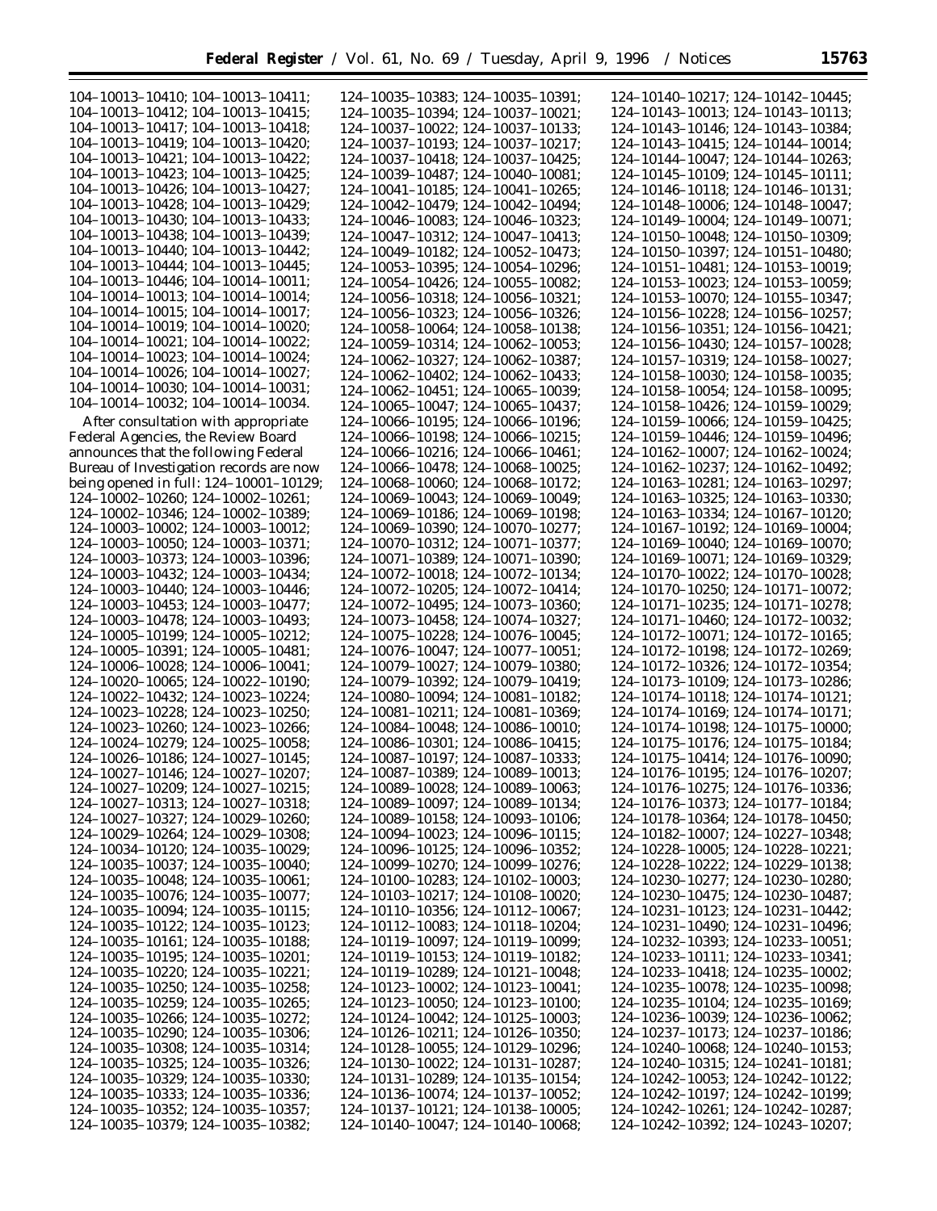104–10013–10410; 104–10013–10411; 104–10013–10412; 104–10013–10415; 104–10013–10417; 104–10013–10418; 104–10013–10419; 104–10013–10420; 104–10013–10421; 104–10013–10422; 104–10013–10423; 104–10013–10425; 104–10013–10426; 104–10013–10427; 104–10013–10428; 104–10013–10429; 104–10013–10430; 104–10013–10433; 104–10013–10438; 104–10013–10439; 104–10013–10440; 104–10013–10442; 104–10013–10444; 104–10013–10445; 104–10013–10446; 104–10014–10011; 104–10014–10013; 104–10014–10014; 104–10014–10015; 104–10014–10017; 104–10014–10019; 104–10014–10020; 104–10014–10021; 104–10014–10022; 104–10014–10023; 104–10014–10024; 104–10014–10026; 104–10014–10027; 104–10014–10030; 104–10014–10031; 104–10014–10032; 104–10014–10034.

After consultation with appropriate Federal Agencies, the Review Board announces that the following Federal Bureau of Investigation records are now being opened in full: 124–10001–10129; 124–10002–10260; 124–10002–10261; 124–10002–10346; 124–10002–10389; 124–10003–10002; 124–10003–10012; 124–10003–10050; 124–10003–10371; 124–10003–10373; 124–10003–10396; 124–10003–10432; 124–10003–10434; 124–10003–10440; 124–10003–10446; 124–10003–10453; 124–10003–10477; 124–10003–10478; 124–10003–10493; 124–10005–10199; 124–10005–10212; 124–10005–10391; 124–10005–10481; 124–10006–10028; 124–10006–10041; 124–10020–10065; 124–10022–10190; 124–10022–10432; 124–10023–10224; 124–10023–10228; 124–10023–10250; 124–10023–10260; 124–10023–10266; 124–10024–10279; 124–10025–10058; 124–10026–10186; 124–10027–10145; 124–10027–10146; 124–10027–10207; 124–10027–10209; 124–10027–10215; 124–10027–10313; 124–10027–10318; 124–10027–10327; 124–10029–10260; 124–10029–10264; 124–10029–10308; 124–10034–10120; 124–10035–10029; 124–10035–10037; 124–10035–10040; 124–10035–10048; 124–10035–10061; 124–10035–10076; 124–10035–10077; 124–10035–10094; 124–10035–10115; 124–10035–10122; 124–10035–10123; 124–10035–10161; 124–10035–10188; 124–10035–10195; 124–10035–10201; 124–10035–10220; 124–10035–10221; 124–10035–10250; 124–10035–10258; 124–10035–10259; 124–10035–10265; 124–10035–10266; 124–10035–10272; 124–10035–10290; 124–10035–10306; 124–10035–10308; 124–10035–10314; 124–10035–10325; 124–10035–10326; 124–10035–10329; 124–10035–10330; 124–10035–10333; 124–10035–10336; 124–10035–10352; 124–10035–10357; 124–10035–10379; 124–10035–10382; 124–10035–10383; 124–10035–10391; 124–10035–10394; 124–10037–10021; 124–10037–10022; 124–10037–10133; 124–10037–10193; 124–10037–10217; 124–10037–10418; 124–10037–10425; 124–10039–10487; 124–10040–10081; 124–10041–10185; 124–10041–10265; 124–10042–10479; 124–10042–10494; 124–10046–10083; 124–10046–10323; 124–10047–10312; 124–10047–10413; 124–10049–10182; 124–10052–10473; 124–10053–10395; 124–10054–10296; 124–10054–10426; 124–10055–10082; 124–10056–10318; 124–10056–10321; 124–10056–10323; 124–10056–10326; 124–10058–10064; 124–10058–10138; 124–10059–10314; 124–10062–10053; 124–10062–10327; 124–10062–10387; 124–10062–10402; 124–10062–10433; 124–10062–10451; 124–10065–10039; 124–10065–10047; 124–10065–10437; 124–10066–10195; 124–10066–10196; 124–10066–10198; 124–10066–10215; 124–10066–10216; 124–10066–10461; 124–10066–10478; 124–10068–10025; 124–10068–10060; 124–10068–10172; 124–10069–10043; 124–10069–10049; 124–10069–10186; 124–10069–10198; 124–10069–10390; 124–10070–10277; 124–10070–10312; 124–10071–10377; 124–10071–10389; 124–10071–10390; 124–10072–10018; 124–10072–10134; 124–10072–10205; 124–10072–10414; 124–10072–10495; 124–10073–10360; 124–10073–10458; 124–10074–10327; 124–10075–10228; 124–10076–10045; 124–10076–10047; 124–10077–10051; 124–10079–10027; 124–10079–10380; 124–10079–10392; 124–10079–10419; 124–10080–10094; 124–10081–10182; 124–10081–10211; 124–10081–10369; 124–10084–10048; 124–10086–10010; 124–10086–10301; 124–10086–10415; 124–10087–10197; 124–10087–10333; 124–10087–10389; 124–10089–10013; 124–10089–10028; 124–10089–10063; 124–10089–10097; 124–10089–10134; 124–10089–10158; 124–10093–10106; 124–10094–10023; 124–10096–10115; 124–10096–10125; 124–10096–10352; 124–10099–10270; 124–10099–10276; 124–10100–10283; 124–10102–10003; 124–10103–10217; 124–10108–10020; 124–10110–10356; 124–10112–10067; 124–10112–10083; 124–10118–10204; 124–10119–10097; 124–10119–10099; 124–10119–10153; 124–10119–10182; 124–10119–10289; 124–10121–10048; 124–10123–10002; 124–10123–10041; 124–10123–10050; 124–10123–10100; 124–10124–10042; 124–10125–10003; 124–10126–10211; 124–10126–10350; 124–10128–10055; 124–10129–10296; 124–10130–10022; 124–10131–10287; 124–10131–10289; 124–10135–10154; 124–10136–10074; 124–10137–10052; 124–10137–10121; 124–10138–10005; 124–10140–10047; 124–10140–10068; 124–10140–10217; 124–10142–10445; 124–10143–10013; 124–10143–10113; 124–10143–10146; 124–10143–10384; 124–10143–10415; 124–10144–10014; 124–10144–10047; 124–10144–10263; 124–10145–10109; 124–10145–10111; 124–10146–10118; 124–10146–10131; 124–10148–10006; 124–10148–10047; 124–10149–10004; 124–10149–10071; 124–10150–10048; 124–10150–10309; 124–10150–10397; 124–10151–10480; 124–10151–10481; 124–10153–10019; 124–10153–10023; 124–10153–10059; 124–10153–10070; 124–10155–10347; 124–10156–10228; 124–10156–10257; 124–10156–10351; 124–10156–10421; 124–10156–10430; 124–10157–10028; 124–10157–10319; 124–10158–10027; 124–10158–10030; 124–10158–10035; 124–10158–10054; 124–10158–10095; 124–10158–10426; 124–10159–10029; 124–10159–10066; 124–10159–10425; 124–10159–10446; 124–10159–10496; 124–10162–10007; 124–10162–10024; 124–10162–10237; 124–10162–10492; 124–10163–10281; 124–10163–10297; 124–10163–10325; 124–10163–10330; 124–10163–10334; 124–10167–10120; 124–10167–10192; 124–10169–10004; 124–10169–10040; 124–10169–10070; 124–10169–10071; 124–10169–10329; 124–10170–10022; 124–10170–10028; 124–10170–10250; 124–10171–10072; 124–10171–10235; 124–10171–10278; 124–10171–10460; 124–10172–10032; 124–10172–10071; 124–10172–10165; 124–10172–10198; 124–10172–10269; 124–10172–10326; 124–10172–10354; 124–10173–10109; 124–10173–10286; 124–10174–10118; 124–10174–10121; 124–10174–10169; 124–10174–10171; 124–10174–10198; 124–10175–10000; 124–10175–10176; 124–10175–10184; 124–10175–10414; 124–10176–10090; 124–10176–10195; 124–10176–10207; 124–10176–10275; 124–10176–10336; 124–10176–10373; 124–10177–10184; 124–10178–10364; 124–10178–10450; 124–10182–10007; 124–10227–10348; 124–10228–10005; 124–10228–10221; 124–10228–10222; 124–10229–10138; 124–10230–10277; 124–10230–10280; 124–10230–10475; 124–10230–10487; 124–10231–10123; 124–10231–10442; 124–10231–10490; 124–10231–10496; 124–10232–10393; 124–10233–10051; 124–10233–10111; 124–10233–10341; 124–10233–10418; 124–10235–10002; 124–10235–10078; 124–10235–10098; 124–10235–10104; 124–10235–10169; 124–10236–10039; 124–10236–10062; 124–10237–10173; 124–10237–10186; 124–10240–10068; 124–10240–10153; 124–10240–10315; 124–10241–10181; 124–10242–10053; 124–10242–10122; 124–10242–10197; 124–10242–10199; 124–10242–10261; 124–10242–10287; 124–10242–10392; 124–10243–10207;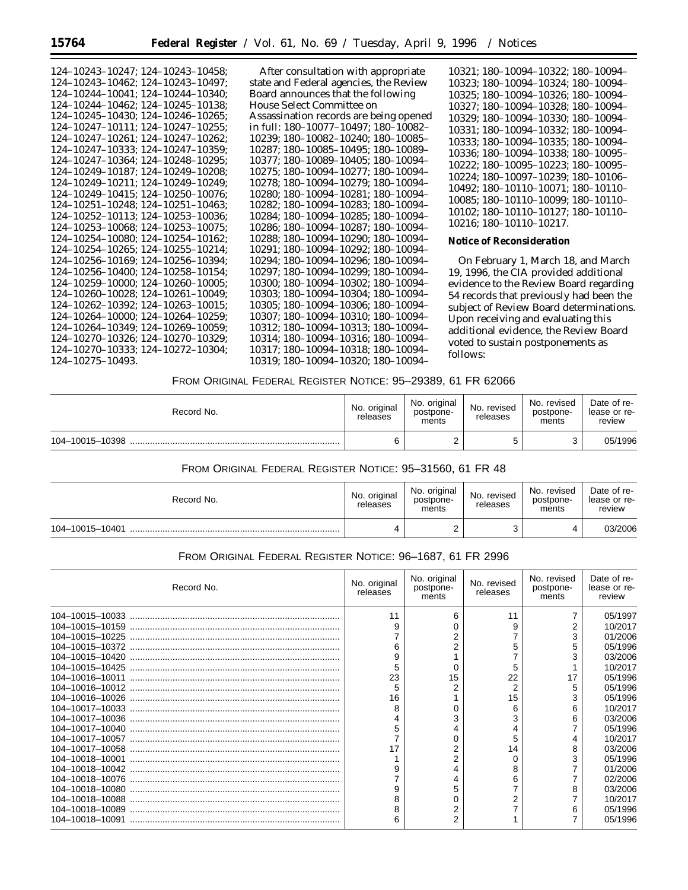124–10243–10247; 124–10243–10458; 124–10243–10462; 124–10243–10497; 124–10244–10041; 124–10244–10340; 124–10244–10462; 124–10245–10138; 124–10245–10430; 124–10246–10265; 124–10247–10111; 124–10247–10255; 124–10247–10261; 124–10247–10262; 124–10247–10333; 124–10247–10359; 124–10247–10364; 124–10248–10295; 124–10249–10187; 124–10249–10208; 124–10249–10211; 124–10249–10249; 124–10249–10415; 124–10250–10076; 124–10251–10248; 124–10251–10463; 124–10252–10113; 124–10253–10036; 124–10253–10068; 124–10253–10075; 124–10254–10080; 124–10254–10162; 124–10254–10265; 124–10255–10214; 124–10256–10169; 124–10256–10394; 124–10256–10400; 124–10258–10154; 124–10259–10000; 124–10260–10005; 124–10260–10028; 124–10261–10049; 124–10262–10392; 124–10263–10015; 124–10264–10000; 124–10264–10259; 124–10264–10349; 124–10269–10059; 124–10270–10326; 124–10270–10329; 124–10270–10333; 124–10272–10304; 124–10275–10493.

After consultation with appropriate state and Federal agencies, the Review Board announces that the following House Select Committee on Assassination records are being opened in full: 180–10077–10497; 180–10082–10239; 180–10082–10240; 180–10085–10287; 180–10085–10495; 180–10089–10377; 180–10089–10405; 180–10094–10275; 180–10094–10277; 180–10094–10278; 180–10094–10279; 180–10094–10280; 180–10094–10281; 180–10094–10282; 180–10094–10283; 180–10094–10284; 180–10094–10285; 180–10094–10286; 180–10094–10287; 180–10094–10288; 180–10094–10290; 180–10094–10291; 180–10094–10292; 180–10094–10294; 180–10094–10296; 180–10094–10297; 180–10094–10299; 180–10094–10300; 180–10094–10302; 180–10094–10303; 180–10094–10304; 180–10094–10305; 180–10094–10306; 180–10094–10307; 180–10094–10310; 180–10094–10312; 180–10094–10313; 180–10094–10314; 180–10094–10316; 180–10094–10317; 180–10094–10318; 180–10094–10319; 180–10094–10320; 180–10094–10321; 180–10094–10322; 180–10094–10323; 180–10094–10324; 180–10094–10325; 180–10094–10326; 180–10094–10327; 180–10094–10328; 180–10094–10329; 180–10094–10330; 180–10094–10331; 180–10094–10332; 180–10094–10333; 180–10094–10335; 180–10094–10336; 180–10094–10338; 180–10095–10222; 180–10095–10223; 180–10095–10224; 180–10097–10239; 180–10106–10492; 180–10110–10071; 180–10110–10085; 180–10110–10099; 180–10110–10102; 180–10110–10127; 180–10110–10216; 180–10110–10217.

**Notice of Reconsideration**

On February 1, March 18, and March 19, 1996, the CIA provided additional evidence to the Review Board regarding 54 records that previously had been the subject of Review Board determinations. Upon receiving and evaluating this additional evidence, the Review Board voted to sustain postponements as follows:

FROM ORIGINAL FEDERAL REGISTER NOTICE: 95–29389, 61 FR 62066

| Record No. | No. original releases | No. original postponements | No. revised releases | No. revised postponements | Date of release or review |
|---|---|---|---|---|---|
| 104–10015–10398 | 6 | 2 | 5 | 3 | 05/1996 |

FROM ORIGINAL FEDERAL REGISTER NOTICE: 95–31560, 61 FR 48

| Record No. | No. original releases | No. original postponements | No. revised releases | No. revised postponements | Date of release or review |
|---|---|---|---|---|---|
| 104–10015–10401 | 4 | 2 | 3 | 4 | 03/2006 |

FROM ORIGINAL FEDERAL REGISTER NOTICE: 96–1687, 61 FR 2996

| Record No. | No. original releases | No. original postponements | No. revised releases | No. revised postponements | Date of release or review |
|---|---|---|---|---|---|
| 104–10015–10033 | 11 | 6 | 11 | 7 | 05/1997 |
| 104–10015–10159 | 9 | 0 | 9 | 2 | 10/2017 |
| 104–10015–10225 | 7 | 2 | 7 | 3 | 01/2006 |
| 104–10015–10372 | 6 | 2 | 5 | 5 | 05/1996 |
| 104–10015–10420 | 9 | 1 | 7 | 3 | 03/2006 |
| 104–10015–10425 | 5 | 0 | 5 | 1 | 10/2017 |
| 104–10016–10011 | 23 | 15 | 22 | 17 | 05/1996 |
| 104–10016–10012 | 5 | 2 | 2 | 5 | 05/1996 |
| 104–10016–10026 | 16 | 1 | 15 | 3 | 05/1996 |
| 104–10017–10033 | 8 | 0 | 6 | 6 | 10/2017 |
| 104–10017–10036 | 4 | 3 | 3 | 6 | 03/2006 |
| 104–10017–10040 | 5 | 4 | 4 | 7 | 05/1996 |
| 104–10017–10057 | 7 | 0 | 5 | 4 | 10/2017 |
| 104–10017–10058 | 17 | 2 | 14 | 8 | 03/2006 |
| 104–10018–10001 | 1 | 2 | 0 | 3 | 05/1996 |
| 104–10018–10042 | 9 | 4 | 8 | 7 | 01/2006 |
| 104–10018–10076 | 7 | 4 | 6 | 7 | 02/2006 |
| 104–10018–10080 | 9 | 5 | 7 | 8 | 03/2006 |
| 104–10018–10088 | 8 | 0 | 2 | 7 | 10/2017 |
| 104–10018–10089 | 8 | 2 | 7 | 6 | 05/1996 |
| 104–10018–10091 | 6 | 2 | 1 | 7 | 05/1996 |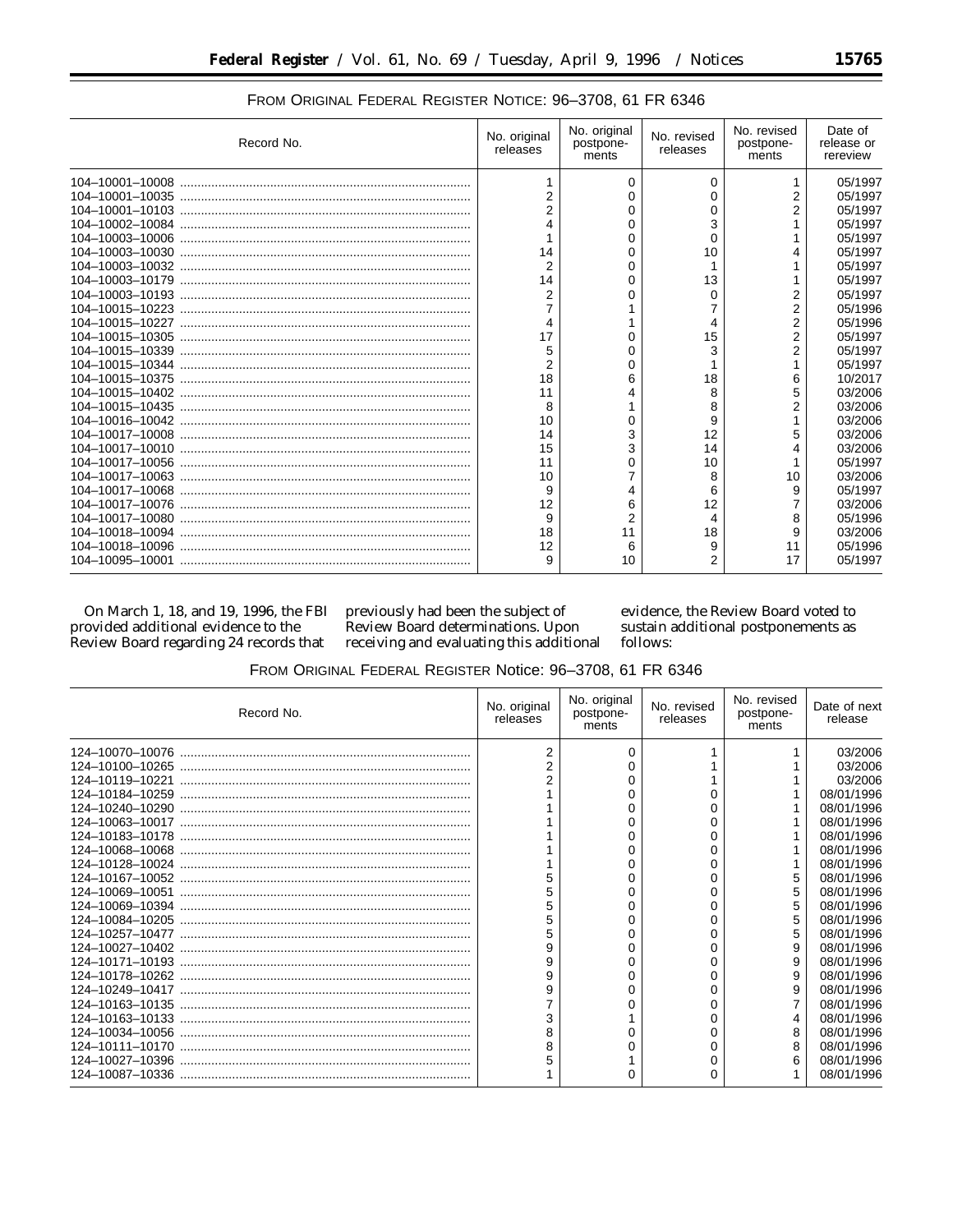FROM ORIGINAL FEDERAL REGISTER NOTICE: 96–3708, 61 FR 6346

| Record No. | No. original releases | No. original postponements | No. revised releases | No. revised postponements | Date of release or rereview |
|---|---|---|---|---|---|
| 104–10001–10008 | 1 | 0 | 0 | 1 | 05/1997 |
| 104–10001–10035 | 2 | 0 | 0 | 2 | 05/1997 |
| 104–10001–10103 | 2 | 0 | 0 | 2 | 05/1997 |
| 104–10002–10084 | 4 | 0 | 3 | 1 | 05/1997 |
| 104–10003–10006 | 1 | 0 | 0 | 1 | 05/1997 |
| 104–10003–10030 | 14 | 0 | 10 | 4 | 05/1997 |
| 104–10003–10032 | 2 | 0 | 1 | 1 | 05/1997 |
| 104–10003–10179 | 14 | 0 | 13 | 1 | 05/1997 |
| 104–10003–10193 | 2 | 0 | 0 | 2 | 05/1997 |
| 104–10015–10223 | 7 | 1 | 7 | 2 | 05/1996 |
| 104–10015–10227 | 4 | 1 | 4 | 2 | 05/1996 |
| 104–10015–10305 | 17 | 0 | 15 | 2 | 05/1997 |
| 104–10015–10339 | 5 | 0 | 3 | 2 | 05/1997 |
| 104–10015–10344 | 2 | 0 | 1 | 1 | 05/1997 |
| 104–10015–10375 | 18 | 6 | 18 | 6 | 10/2017 |
| 104–10015–10402 | 11 | 4 | 8 | 5 | 03/2006 |
| 104–10015–10435 | 8 | 1 | 8 | 2 | 03/2006 |
| 104–10016–10042 | 10 | 0 | 9 | 1 | 03/2006 |
| 104–10017–10008 | 14 | 3 | 12 | 5 | 03/2006 |
| 104–10017–10010 | 15 | 3 | 14 | 4 | 03/2006 |
| 104–10017–10056 | 11 | 0 | 10 | 1 | 05/1997 |
| 104–10017–10063 | 10 | 7 | 8 | 10 | 03/2006 |
| 104–10017–10068 | 9 | 4 | 6 | 9 | 05/1997 |
| 104–10017–10076 | 12 | 6 | 12 | 7 | 03/2006 |
| 104–10017–10080 | 9 | 2 | 4 | 8 | 05/1996 |
| 104–10018–10094 | 18 | 11 | 18 | 9 | 03/2006 |
| 104–10018–10096 | 12 | 6 | 9 | 11 | 05/1996 |
| 104–10095–10001 | 9 | 10 | 2 | 17 | 05/1997 |

On March 1, 18, and 19, 1996, the FBI provided additional evidence to the Review Board regarding 24 records that previously had been the subject of Review Board determinations. Upon receiving and evaluating this additional evidence, the Review Board voted to sustain additional postponements as follows:

FROM ORIGINAL FEDERAL REGISTER Notice: 96–3708, 61 FR 6346

| Record No. | No. original releases | No. original postponements | No. revised releases | No. revised postponements | Date of next release |
|---|---|---|---|---|---|
| 124–10070–10076 | 2 | 0 | 1 | 1 | 03/2006 |
| 124–10100–10265 | 2 | 0 | 1 | 1 | 03/2006 |
| 124–10119–10221 | 2 | 0 | 1 | 1 | 03/2006 |
| 124–10184–10259 | 1 | 0 | 0 | 1 | 08/01/1996 |
| 124–10240–10290 | 1 | 0 | 0 | 1 | 08/01/1996 |
| 124–10063–10017 | 1 | 0 | 0 | 1 | 08/01/1996 |
| 124–10183–10178 | 1 | 0 | 0 | 1 | 08/01/1996 |
| 124–10068–10068 | 1 | 0 | 0 | 1 | 08/01/1996 |
| 124–10128–10024 | 1 | 0 | 0 | 1 | 08/01/1996 |
| 124–10167–10052 | 5 | 0 | 0 | 5 | 08/01/1996 |
| 124–10069–10051 | 5 | 0 | 0 | 5 | 08/01/1996 |
| 124–10069–10394 | 5 | 0 | 0 | 5 | 08/01/1996 |
| 124–10084–10205 | 5 | 0 | 0 | 5 | 08/01/1996 |
| 124–10257–10477 | 5 | 0 | 0 | 5 | 08/01/1996 |
| 124–10027–10402 | 9 | 0 | 0 | 9 | 08/01/1996 |
| 124–10171–10193 | 9 | 0 | 0 | 9 | 08/01/1996 |
| 124–10178–10262 | 9 | 0 | 0 | 9 | 08/01/1996 |
| 124–10249–10417 | 9 | 0 | 0 | 9 | 08/01/1996 |
| 124–10163–10135 | 7 | 0 | 0 | 7 | 08/01/1996 |
| 124–10163–10133 | 3 | 1 | 0 | 4 | 08/01/1996 |
| 124–10034–10056 | 8 | 0 | 0 | 8 | 08/01/1996 |
| 124–10111–10170 | 8 | 0 | 0 | 8 | 08/01/1996 |
| 124–10027–10396 | 5 | 1 | 0 | 6 | 08/01/1996 |
| 124–10087–10336 | 1 | 0 | 0 | 1 | 08/01/1996 |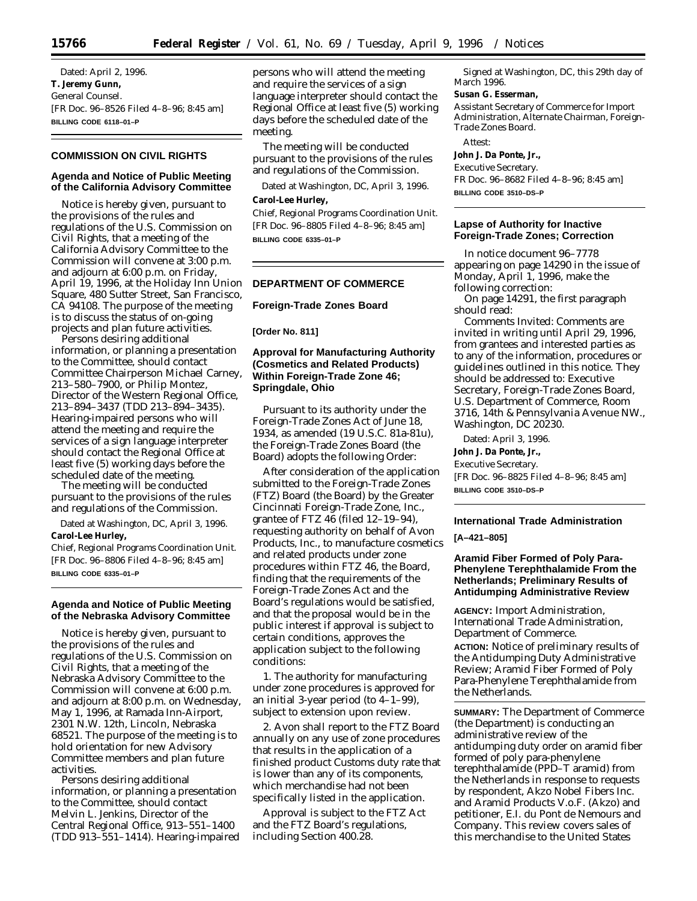Dated: April 2, 1996.

**T. Jeremy Gunn,**

*General Counsel.*

[FR Doc. 96–8526 Filed 4–8–96; 8:45 am]

**BILLING CODE 6118–01–P**

## COMMISSION ON CIVIL RIGHTS

### Agenda and Notice of Public Meeting of the California Advisory Committee

Notice is hereby given, pursuant to the provisions of the rules and regulations of the U.S. Commission on Civil Rights, that a meeting of the California Advisory Committee to the Commission will convene at 3:00 p.m. and adjourn at 6:00 p.m. on Friday, April 19, 1996, at the Holiday Inn Union Square, 480 Sutter Street, San Francisco, CA 94108. The purpose of the meeting is to discuss the status of on-going projects and plan future activities.

Persons desiring additional information, or planning a presentation to the Committee, should contact Committee Chairperson Michael Carney, 213–580–7900, or Philip Montez, Director of the Western Regional Office, 213–894–3437 (TDD 213–894–3435). Hearing-impaired persons who will attend the meeting and require the services of a sign language interpreter should contact the Regional Office at least five (5) working days before the scheduled date of the meeting.

The meeting will be conducted pursuant to the provisions of the rules and regulations of the Commission.

Dated at Washington, DC, April 3, 1996.

**Carol-Lee Hurley,**

*Chief, Regional Programs Coordination Unit.*

[FR Doc. 96–8806 Filed 4–8–96; 8:45 am]

**BILLING CODE 6335–01–P**

### Agenda and Notice of Public Meeting of the Nebraska Advisory Committee

Notice is hereby given, pursuant to the provisions of the rules and regulations of the U.S. Commission on Civil Rights, that a meeting of the Nebraska Advisory Committee to the Commission will convene at 6:00 p.m. and adjourn at 8:00 p.m. on Wednesday, May 1, 1996, at Ramada Inn-Airport, 2301 N.W. 12th, Lincoln, Nebraska 68521. The purpose of the meeting is to hold orientation for new Advisory Committee members and plan future activities.

Persons desiring additional information, or planning a presentation to the Committee, should contact Melvin L. Jenkins, Director of the Central Regional Office, 913–551–1400 (TDD 913–551–1414). Hearing-impaired persons who will attend the meeting and require the services of a sign language interpreter should contact the Regional Office at least five (5) working days before the scheduled date of the meeting.

The meeting will be conducted pursuant to the provisions of the rules and regulations of the Commission.

Dated at Washington, DC, April 3, 1996.

**Carol-Lee Hurley,**

*Chief, Regional Programs Coordination Unit.*

[FR Doc. 96–8805 Filed 4–8–96; 8:45 am]

**BILLING CODE 6335–01–P**

## DEPARTMENT OF COMMERCE

### Foreign-Trade Zones Board

**[Order No. 811]**

### Approval for Manufacturing Authority (Cosmetics and Related Products) Within Foreign-Trade Zone 46; Springdale, Ohio

Pursuant to its authority under the Foreign-Trade Zones Act of June 18, 1934, as amended (19 U.S.C. 81a-81u), the Foreign-Trade Zones Board (the Board) adopts the following Order:

After consideration of the application submitted to the Foreign-Trade Zones (FTZ) Board (the Board) by the Greater Cincinnati Foreign-Trade Zone, Inc., grantee of FTZ 46 (filed 12–19–94), requesting authority on behalf of Avon Products, Inc., to manufacture cosmetics and related products under zone procedures within FTZ 46, the Board, finding that the requirements of the Foreign-Trade Zones Act and the Board's regulations would be satisfied, and that the proposal would be in the public interest if approval is subject to certain conditions, approves the application subject to the following conditions:

1. The authority for manufacturing under zone procedures is approved for an initial 3-year period (to 4–1–99), subject to extension upon review.

2. Avon shall report to the FTZ Board annually on any use of zone procedures that results in the application of a finished product Customs duty rate that is lower than any of its components, which merchandise had not been specifically listed in the application.

Approval is subject to the FTZ Act and the FTZ Board's regulations, including Section 400.28.

Signed at Washington, DC, this 29th day of March 1996.

**Susan G. Esserman,**

*Assistant Secretary of Commerce for Import Administration, Alternate Chairman, Foreign-Trade Zones Board.*

Attest:

**John J. Da Ponte, Jr.,**

*Executive Secretary.*

FR Doc. 96–8682 Filed 4–8–96; 8:45 am]

**BILLING CODE 3510–DS–P**

### Lapse of Authority for Inactive Foreign-Trade Zones; Correction

In notice document 96–7778 appearing on page 14290 in the issue of Monday, April 1, 1996, make the following correction:

On page 14291, the first paragraph should read:

Comments Invited: Comments are invited in writing until April 29, 1996, from grantees and interested parties as to any of the information, procedures or guidelines outlined in this notice. They should be addressed to: Executive Secretary, Foreign-Trade Zones Board, U.S. Department of Commerce, Room 3716, 14th & Pennsylvania Avenue NW., Washington, DC 20230.

Dated: April 3, 1996.

**John J. Da Ponte, Jr.,**

*Executive Secretary.*

[FR Doc. 96–8825 Filed 4–8–96; 8:45 am]

**BILLING CODE 3510–DS–P**

### International Trade Administration

**[A–421–805]**

### Aramid Fiber Formed of Poly Para-Phenylene Terephthalamide From the Netherlands; Preliminary Results of Antidumping Administrative Review

**AGENCY:** Import Administration, International Trade Administration, Department of Commerce.

**ACTION:** Notice of preliminary results of the Antidumping Duty Administrative Review; Aramid Fiber Formed of Poly Para-Phenylene Terephthalamide from the Netherlands.

**SUMMARY:** The Department of Commerce (the Department) is conducting an administrative review of the antidumping duty order on aramid fiber formed of poly para-phenylene terephthalamide (PPD–T aramid) from the Netherlands in response to requests by respondent, Akzo Nobel Fibers Inc. and Aramid Products V.o.F. (Akzo) and petitioner, E.I. du Pont de Nemours and Company. This review covers sales of this merchandise to the United States